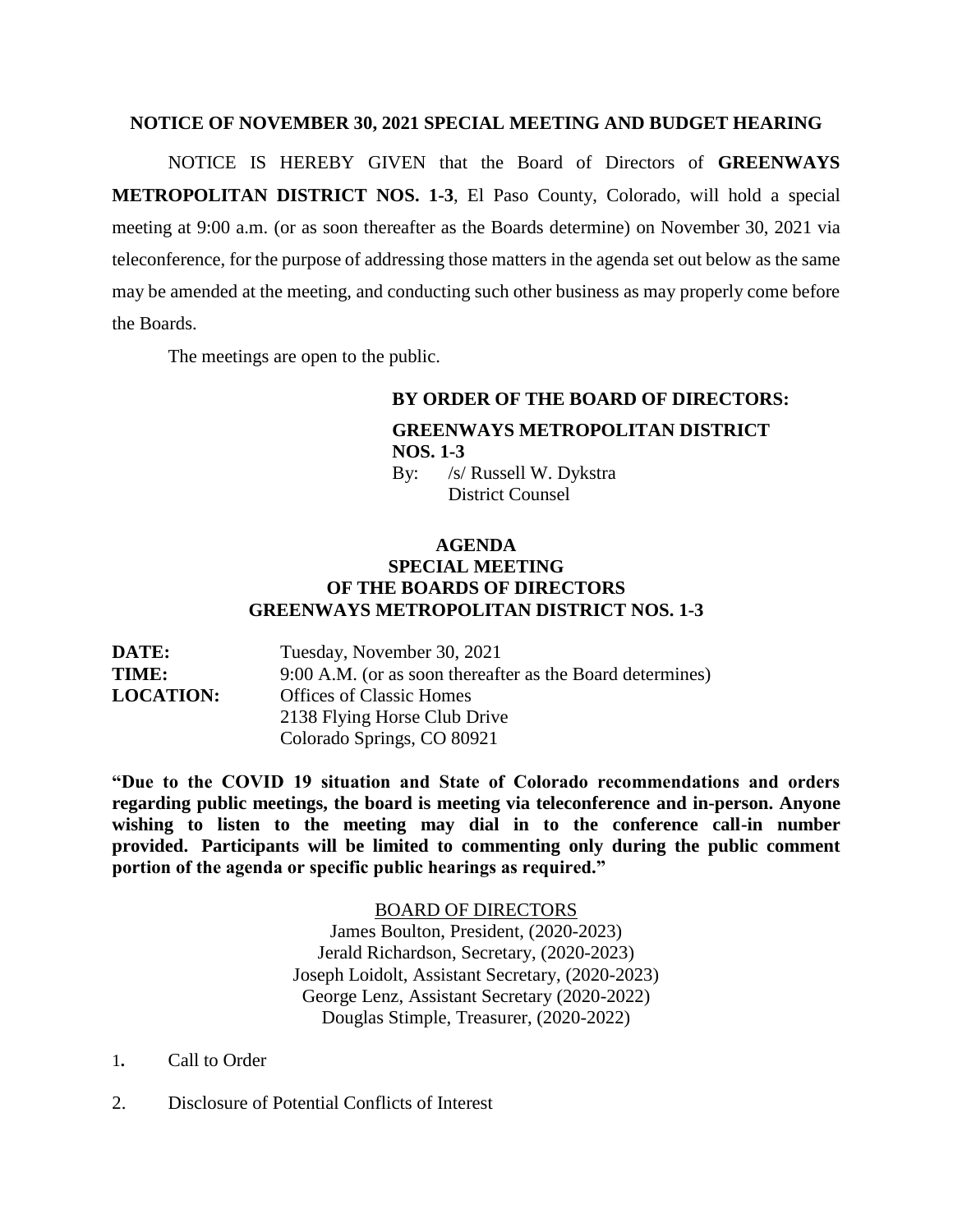## NOTICE OF NOVEMBER 30, 2021 SPECIAL MEETING AND BUDGET HEARING

NOTICE IS HEREBY GIVEN that the Board of Directors of **GREENWAYS METROPOLITAN DISTRICT NOS. 1-3**, El Paso County, Colorado, will hold a special meeting at 9:00 a.m. (or as soon thereafter as the Boards determine) on November 30, 2021 via teleconference, for the purpose of addressing those matters in the agenda set out below as the same may be amended at the meeting, and conducting such other business as may properly come before the Boards.

The meetings are open to the public.

**BY ORDER OF THE BOARD OF DIRECTORS:**

**GREENWAYS METROPOLITAN DISTRICT NOS. 1-3**

By: /s/ Russell W. Dykstra
District Counsel

## AGENDA
## SPECIAL MEETING
## OF THE BOARDS OF DIRECTORS
## GREENWAYS METROPOLITAN DISTRICT NOS. 1-3

**DATE:** Tuesday, November 30, 2021
**TIME:** 9:00 A.M. (or as soon thereafter as the Board determines)
**LOCATION:** Offices of Classic Homes
2138 Flying Horse Club Drive
Colorado Springs, CO 80921

**"Due to the COVID 19 situation and State of Colorado recommendations and orders regarding public meetings, the board is meeting via teleconference and in-person. Anyone wishing to listen to the meeting may dial in to the conference call-in number provided. Participants will be limited to commenting only during the public comment portion of the agenda or specific public hearings as required."**

BOARD OF DIRECTORS

James Boulton, President, (2020-2023)
Jerald Richardson, Secretary, (2020-2023)
Joseph Loidolt, Assistant Secretary, (2020-2023)
George Lenz, Assistant Secretary (2020-2022)
Douglas Stimple, Treasurer, (2020-2022)

1. Call to Order
2. Disclosure of Potential Conflicts of Interest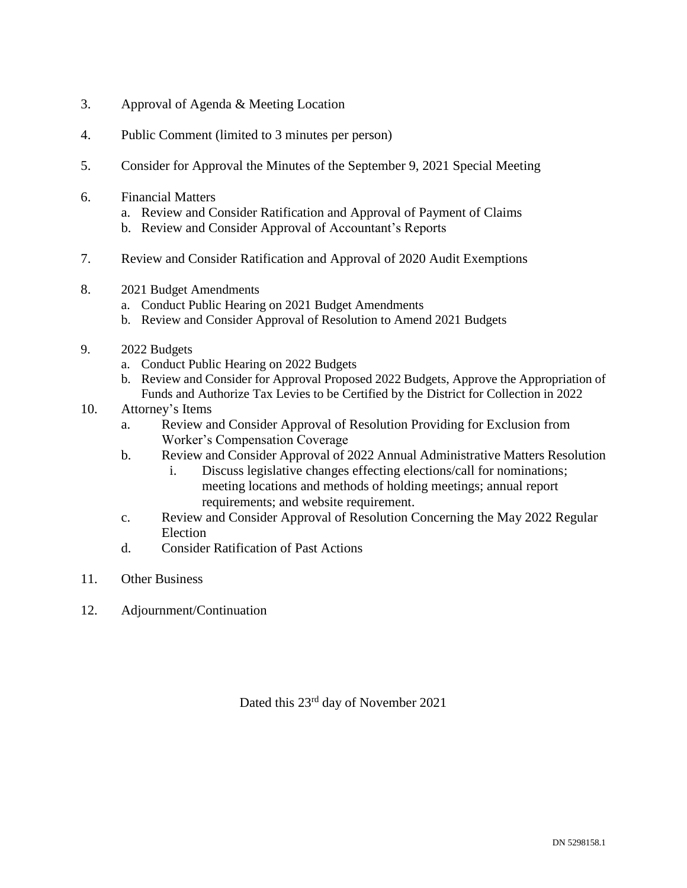3. Approval of Agenda & Meeting Location

4. Public Comment (limited to 3 minutes per person)

5. Consider for Approval the Minutes of the September 9, 2021 Special Meeting

6. Financial Matters
   a. Review and Consider Ratification and Approval of Payment of Claims
   b. Review and Consider Approval of Accountant's Reports

7. Review and Consider Ratification and Approval of 2020 Audit Exemptions

8. 2021 Budget Amendments
   a. Conduct Public Hearing on 2021 Budget Amendments
   b. Review and Consider Approval of Resolution to Amend 2021 Budgets

9. 2022 Budgets
   a. Conduct Public Hearing on 2022 Budgets
   b. Review and Consider for Approval Proposed 2022 Budgets, Approve the Appropriation of Funds and Authorize Tax Levies to be Certified by the District for Collection in 2022

10. Attorney's Items
    a. Review and Consider Approval of Resolution Providing for Exclusion from Worker's Compensation Coverage
    b. Review and Consider Approval of 2022 Annual Administrative Matters Resolution
       i. Discuss legislative changes effecting elections/call for nominations; meeting locations and methods of holding meetings; annual report requirements; and website requirement.
    c. Review and Consider Approval of Resolution Concerning the May 2022 Regular Election
    d. Consider Ratification of Past Actions

11. Other Business

12. Adjournment/Continuation

Dated this 23rd day of November 2021

DN 5298158.1